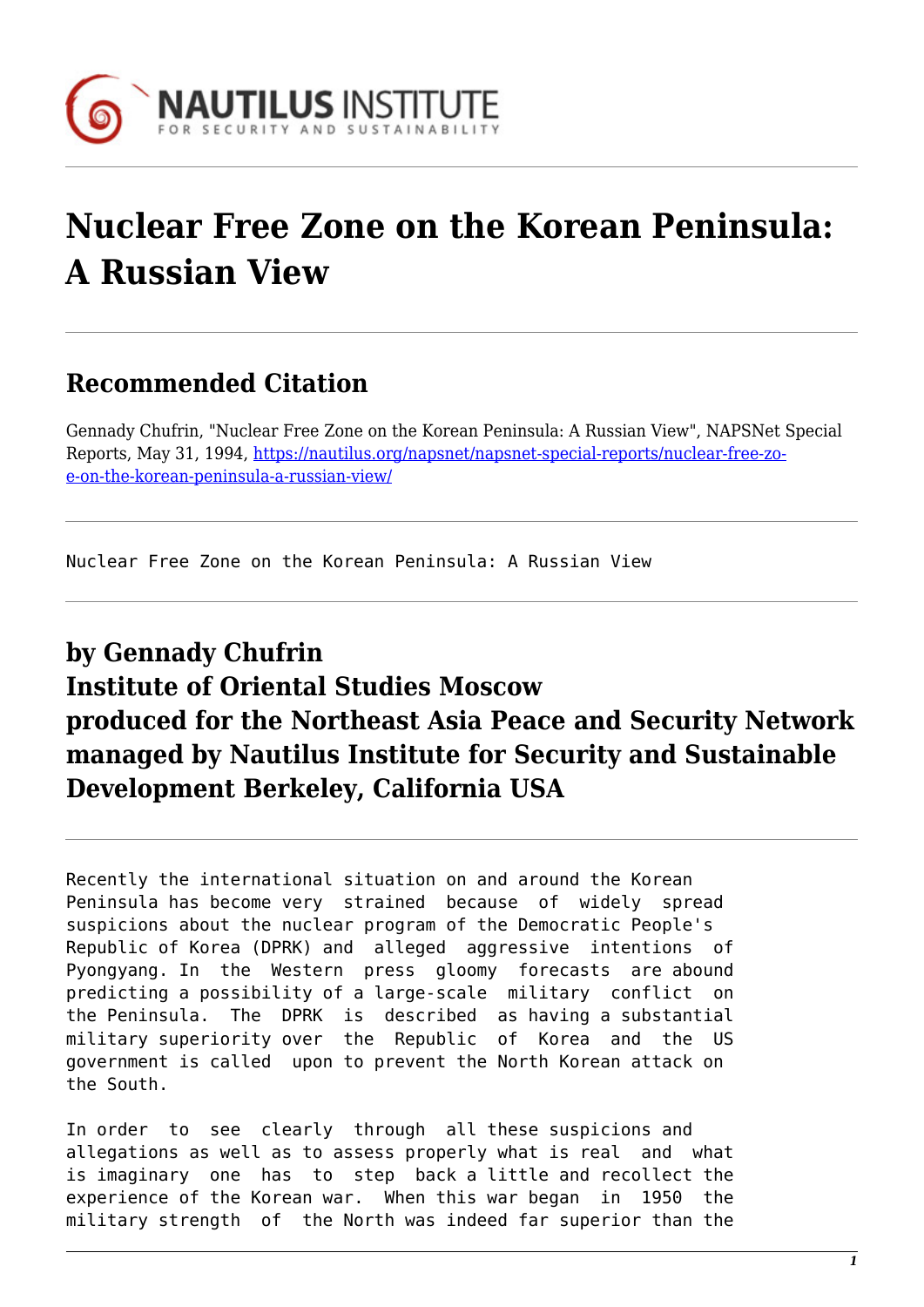# Nuclear Free Zone on the Korean Peninsula: A Russian View

## Recommended Citation

Gennady Chufrin, "Nuclear Free Zone on the Korean Peninsula: A Russian View", NAPSNet Special Reports, May 31, 1994, https://nautilus.org/napsnet/napsnet-special-reports/nuclear-free-zone-on-the-korean-peninsula-a-russian-view/

Nuclear Free Zone on the Korean Peninsula: A Russian View

## by Gennady Chufrin
## Institute of Oriental Studies Moscow
## produced for the Northeast Asia Peace and Security Network managed by Nautilus Institute for Security and Sustainable Development Berkeley, California USA

Recently the international situation on and around the Korean Peninsula has become very strained because of widely spread suspicions about the nuclear program of the Democratic People's Republic of Korea (DPRK) and alleged aggressive intentions of Pyongyang. In the Western press gloomy forecasts are abound predicting a possibility of a large-scale military conflict on the Peninsula. The DPRK is described as having a substantial military superiority over the Republic of Korea and the US government is called upon to prevent the North Korean attack on the South.

In order to see clearly through all these suspicions and allegations as well as to assess properly what is real and what is imaginary one has to step back a little and recollect the experience of the Korean war. When this war began in 1950 the military strength of the North was indeed far superior than the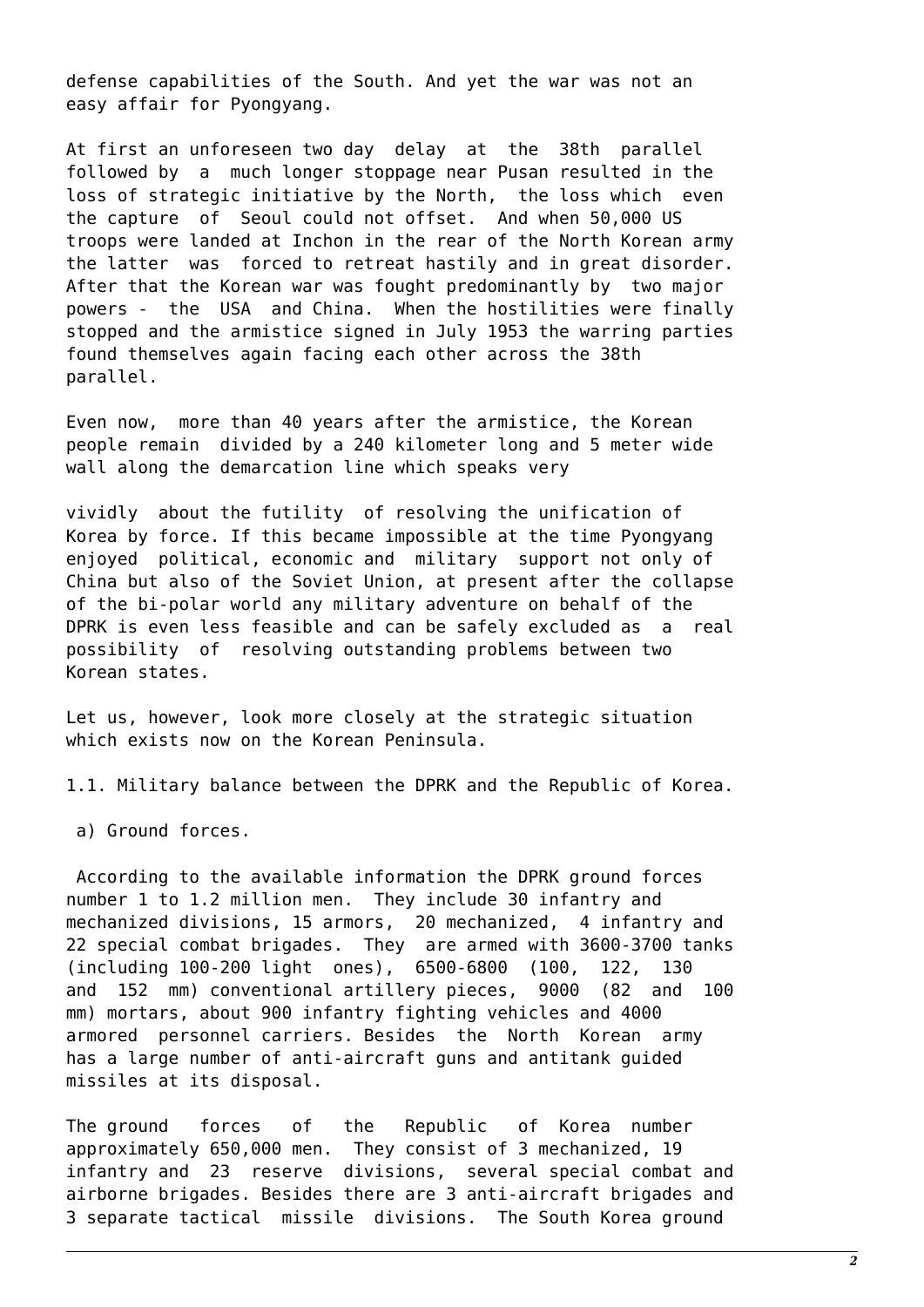defense capabilities of the South. And yet the war was not an easy affair for Pyongyang.

At first an unforeseen two day delay at the 38th parallel followed by a much longer stoppage near Pusan resulted in the loss of strategic initiative by the North, the loss which even the capture of Seoul could not offset. And when 50,000 US troops were landed at Inchon in the rear of the North Korean army the latter was forced to retreat hastily and in great disorder. After that the Korean war was fought predominantly by two major powers - the USA and China. When the hostilities were finally stopped and the armistice signed in July 1953 the warring parties found themselves again facing each other across the 38th parallel.

Even now, more than 40 years after the armistice, the Korean people remain divided by a 240 kilometer long and 5 meter wide wall along the demarcation line which speaks very vividly about the futility of resolving the unification of Korea by force. If this became impossible at the time Pyongyang enjoyed political, economic and military support not only of China but also of the Soviet Union, at present after the collapse of the bi-polar world any military adventure on behalf of the DPRK is even less feasible and can be safely excluded as a real possibility of resolving outstanding problems between two Korean states.

Let us, however, look more closely at the strategic situation which exists now on the Korean Peninsula.

## 1.1. Military balance between the DPRK and the Republic of Korea.

### a) Ground forces.

According to the available information the DPRK ground forces number 1 to 1.2 million men. They include 30 infantry and mechanized divisions, 15 armors, 20 mechanized, 4 infantry and 22 special combat brigades. They are armed with 3600-3700 tanks (including 100-200 light ones), 6500-6800 (100, 122, 130 and 152 mm) conventional artillery pieces, 9000 (82 and 100 mm) mortars, about 900 infantry fighting vehicles and 4000 armored personnel carriers. Besides the North Korean army has a large number of anti-aircraft guns and antitank guided missiles at its disposal.

The ground forces of the Republic of Korea number approximately 650,000 men. They consist of 3 mechanized, 19 infantry and 23 reserve divisions, several special combat and airborne brigades. Besides there are 3 anti-aircraft brigades and 3 separate tactical missile divisions. The South Korea ground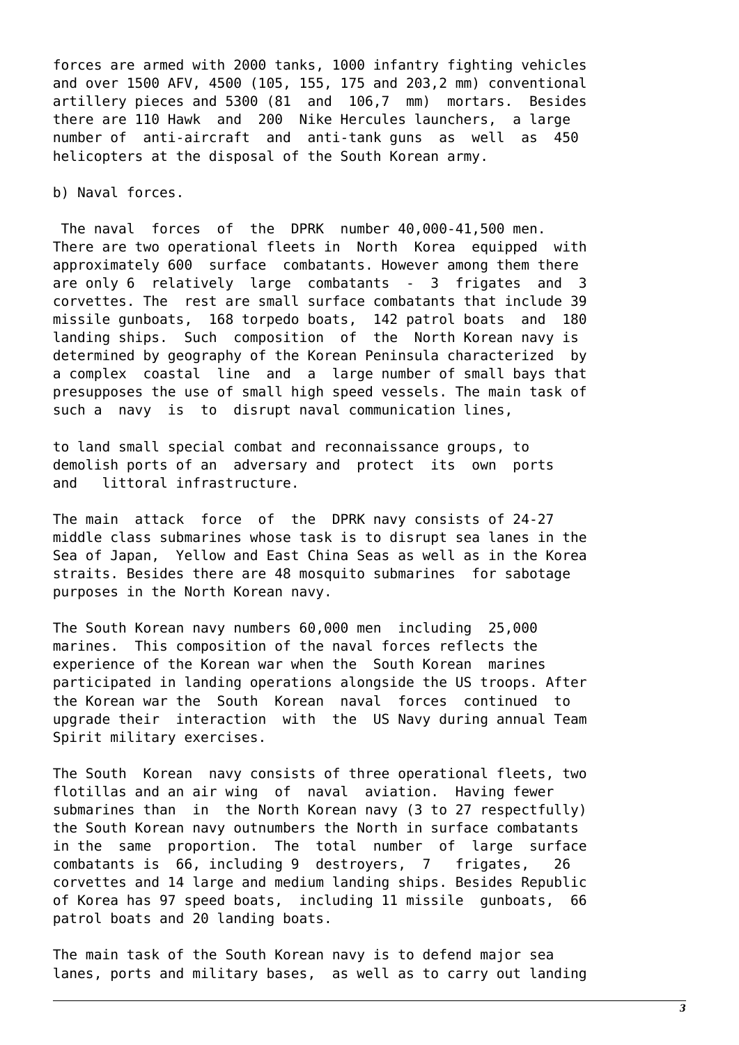forces are armed with 2000 tanks, 1000 infantry fighting vehicles and over 1500 AFV, 4500 (105, 155, 175 and 203,2 mm) conventional artillery pieces and 5300 (81 and 106,7 mm) mortars. Besides there are 110 Hawk and 200 Nike Hercules launchers, a large number of anti-aircraft and anti-tank guns as well as 450 helicopters at the disposal of the South Korean army.

b) Naval forces.

The naval forces of the DPRK number 40,000-41,500 men. There are two operational fleets in North Korea equipped with approximately 600 surface combatants. However among them there are only 6 relatively large combatants - 3 frigates and 3 corvettes. The rest are small surface combatants that include 39 missile gunboats, 168 torpedo boats, 142 patrol boats and 180 landing ships. Such composition of the North Korean navy is determined by geography of the Korean Peninsula characterized by a complex coastal line and a large number of small bays that presupposes the use of small high speed vessels. The main task of such a navy is to disrupt naval communication lines,

to land small special combat and reconnaissance groups, to demolish ports of an adversary and protect its own ports and littoral infrastructure.

The main attack force of the DPRK navy consists of 24-27 middle class submarines whose task is to disrupt sea lanes in the Sea of Japan, Yellow and East China Seas as well as in the Korea straits. Besides there are 48 mosquito submarines for sabotage purposes in the North Korean navy.

The South Korean navy numbers 60,000 men including 25,000 marines. This composition of the naval forces reflects the experience of the Korean war when the South Korean marines participated in landing operations alongside the US troops. After the Korean war the South Korean naval forces continued to upgrade their interaction with the US Navy during annual Team Spirit military exercises.

The South Korean navy consists of three operational fleets, two flotillas and an air wing of naval aviation. Having fewer submarines than in the North Korean navy (3 to 27 respectfully) the South Korean navy outnumbers the North in surface combatants in the same proportion. The total number of large surface combatants is 66, including 9 destroyers, 7 frigates, 26 corvettes and 14 large and medium landing ships. Besides Republic of Korea has 97 speed boats, including 11 missile gunboats, 66 patrol boats and 20 landing boats.

The main task of the South Korean navy is to defend major sea lanes, ports and military bases, as well as to carry out landing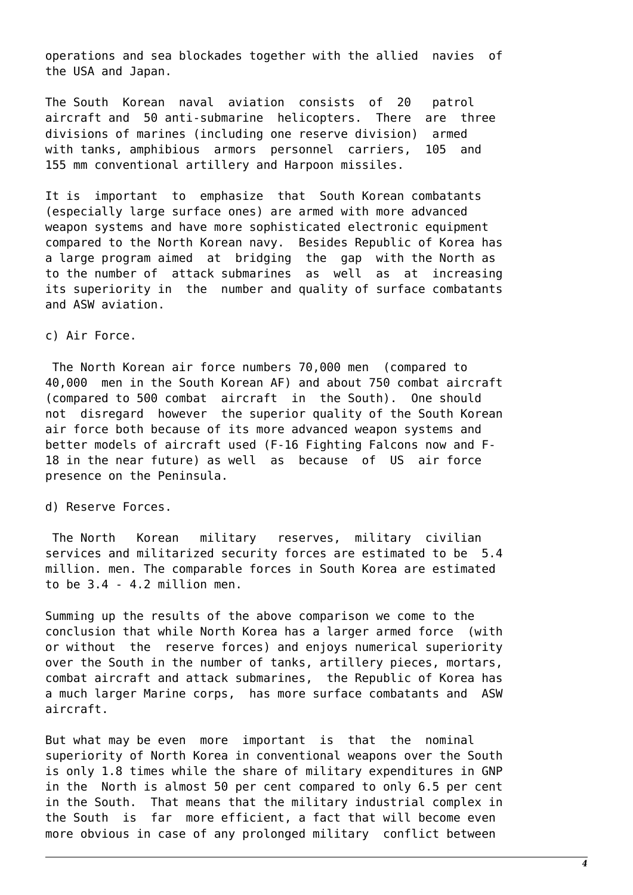operations and sea blockades together with the allied navies of the USA and Japan.

The South Korean naval aviation consists of 20 patrol aircraft and 50 anti-submarine helicopters. There are three divisions of marines (including one reserve division) armed with tanks, amphibious armors personnel carriers, 105 and 155 mm conventional artillery and Harpoon missiles.

It is important to emphasize that South Korean combatants (especially large surface ones) are armed with more advanced weapon systems and have more sophisticated electronic equipment compared to the North Korean navy. Besides Republic of Korea has a large program aimed at bridging the gap with the North as to the number of attack submarines as well as at increasing its superiority in the number and quality of surface combatants and ASW aviation.

c) Air Force.

The North Korean air force numbers 70,000 men (compared to 40,000 men in the South Korean AF) and about 750 combat aircraft (compared to 500 combat aircraft in the South). One should not disregard however the superior quality of the South Korean air force both because of its more advanced weapon systems and better models of aircraft used (F-16 Fighting Falcons now and F-18 in the near future) as well as because of US air force presence on the Peninsula.

d) Reserve Forces.

The North Korean military reserves, military civilian services and militarized security forces are estimated to be 5.4 million. men. The comparable forces in South Korea are estimated to be 3.4 - 4.2 million men.

Summing up the results of the above comparison we come to the conclusion that while North Korea has a larger armed force (with or without the reserve forces) and enjoys numerical superiority over the South in the number of tanks, artillery pieces, mortars, combat aircraft and attack submarines, the Republic of Korea has a much larger Marine corps, has more surface combatants and ASW aircraft.

But what may be even more important is that the nominal superiority of North Korea in conventional weapons over the South is only 1.8 times while the share of military expenditures in GNP in the North is almost 50 per cent compared to only 6.5 per cent in the South. That means that the military industrial complex in the South is far more efficient, a fact that will become even more obvious in case of any prolonged military conflict between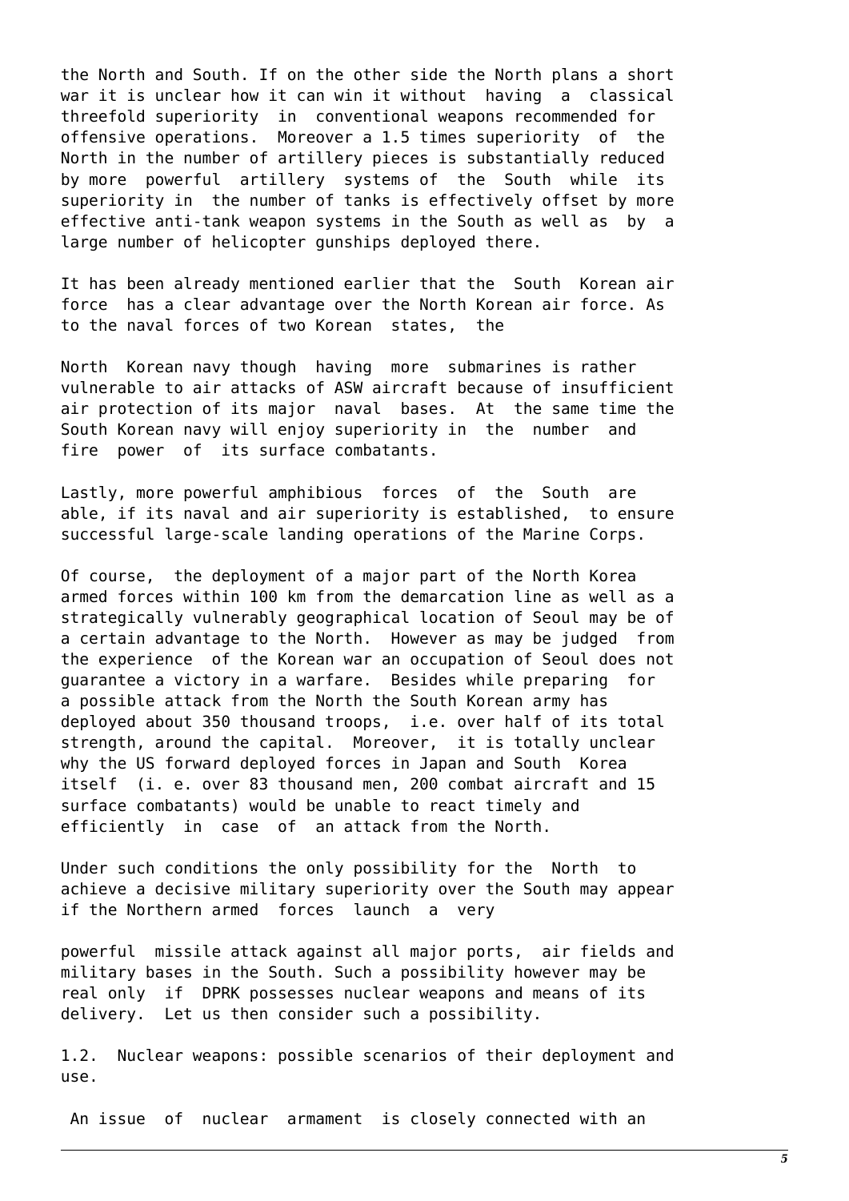the North and South. If on the other side the North plans a short war it is unclear how it can win it without having a classical threefold superiority in conventional weapons recommended for offensive operations. Moreover a 1.5 times superiority of the North in the number of artillery pieces is substantially reduced by more powerful artillery systems of the South while its superiority in the number of tanks is effectively offset by more effective anti-tank weapon systems in the South as well as by a large number of helicopter gunships deployed there.

It has been already mentioned earlier that the South Korean air force has a clear advantage over the North Korean air force. As to the naval forces of two Korean states, the North Korean navy though having more submarines is rather vulnerable to air attacks of ASW aircraft because of insufficient air protection of its major naval bases. At the same time the South Korean navy will enjoy superiority in the number and fire power of its surface combatants.

Lastly, more powerful amphibious forces of the South are able, if its naval and air superiority is established, to ensure successful large-scale landing operations of the Marine Corps.

Of course, the deployment of a major part of the North Korea armed forces within 100 km from the demarcation line as well as a strategically vulnerably geographical location of Seoul may be of a certain advantage to the North. However as may be judged from the experience of the Korean war an occupation of Seoul does not guarantee a victory in a warfare. Besides while preparing for a possible attack from the North the South Korean army has deployed about 350 thousand troops, i.e. over half of its total strength, around the capital. Moreover, it is totally unclear why the US forward deployed forces in Japan and South Korea itself (i. e. over 83 thousand men, 200 combat aircraft and 15 surface combatants) would be unable to react timely and efficiently in case of an attack from the North.

Under such conditions the only possibility for the North to achieve a decisive military superiority over the South may appear if the Northern armed forces launch a very powerful missile attack against all major ports, air fields and military bases in the South. Such a possibility however may be real only if DPRK possesses nuclear weapons and means of its delivery. Let us then consider such a possibility.

## 1.2. Nuclear weapons: possible scenarios of their deployment and use.

An issue of nuclear armament is closely connected with an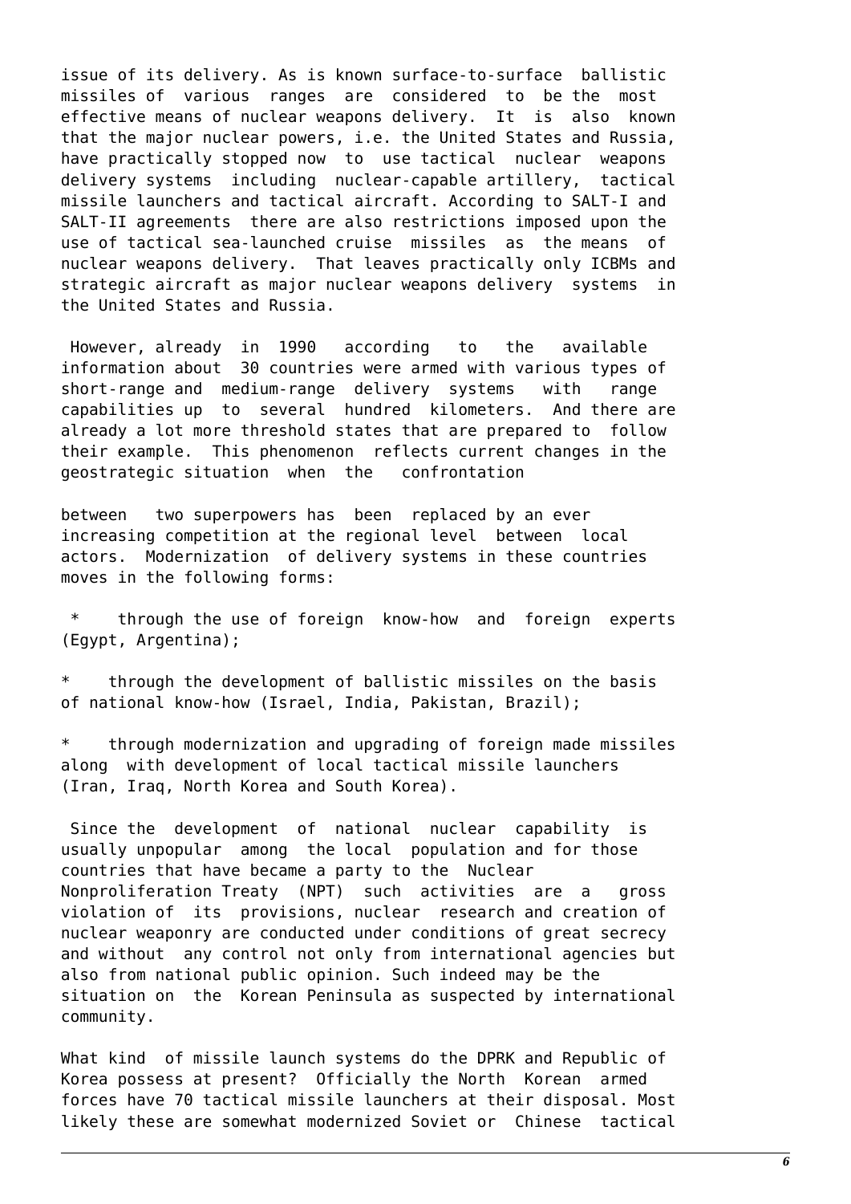issue of its delivery. As is known surface-to-surface ballistic missiles of various ranges are considered to be the most effective means of nuclear weapons delivery. It is also known that the major nuclear powers, i.e. the United States and Russia, have practically stopped now to use tactical nuclear weapons delivery systems including nuclear-capable artillery, tactical missile launchers and tactical aircraft. According to SALT-I and SALT-II agreements there are also restrictions imposed upon the use of tactical sea-launched cruise missiles as the means of nuclear weapons delivery. That leaves practically only ICBMs and strategic aircraft as major nuclear weapons delivery systems in the United States and Russia.

However, already in 1990 according to the available information about 30 countries were armed with various types of short-range and medium-range delivery systems with range capabilities up to several hundred kilometers. And there are already a lot more threshold states that are prepared to follow their example. This phenomenon reflects current changes in the geostrategic situation when the confrontation between two superpowers has been replaced by an ever increasing competition at the regional level between local actors. Modernization of delivery systems in these countries moves in the following forms:

* through the use of foreign know-how and foreign experts (Egypt, Argentina);

* through the development of ballistic missiles on the basis of national know-how (Israel, India, Pakistan, Brazil);

* through modernization and upgrading of foreign made missiles along with development of local tactical missile launchers (Iran, Iraq, North Korea and South Korea).

Since the development of national nuclear capability is usually unpopular among the local population and for those countries that have became a party to the Nuclear Nonproliferation Treaty (NPT) such activities are a gross violation of its provisions, nuclear research and creation of nuclear weaponry are conducted under conditions of great secrecy and without any control not only from international agencies but also from national public opinion. Such indeed may be the situation on the Korean Peninsula as suspected by international community.

What kind of missile launch systems do the DPRK and Republic of Korea possess at present? Officially the North Korean armed forces have 70 tactical missile launchers at their disposal. Most likely these are somewhat modernized Soviet or Chinese tactical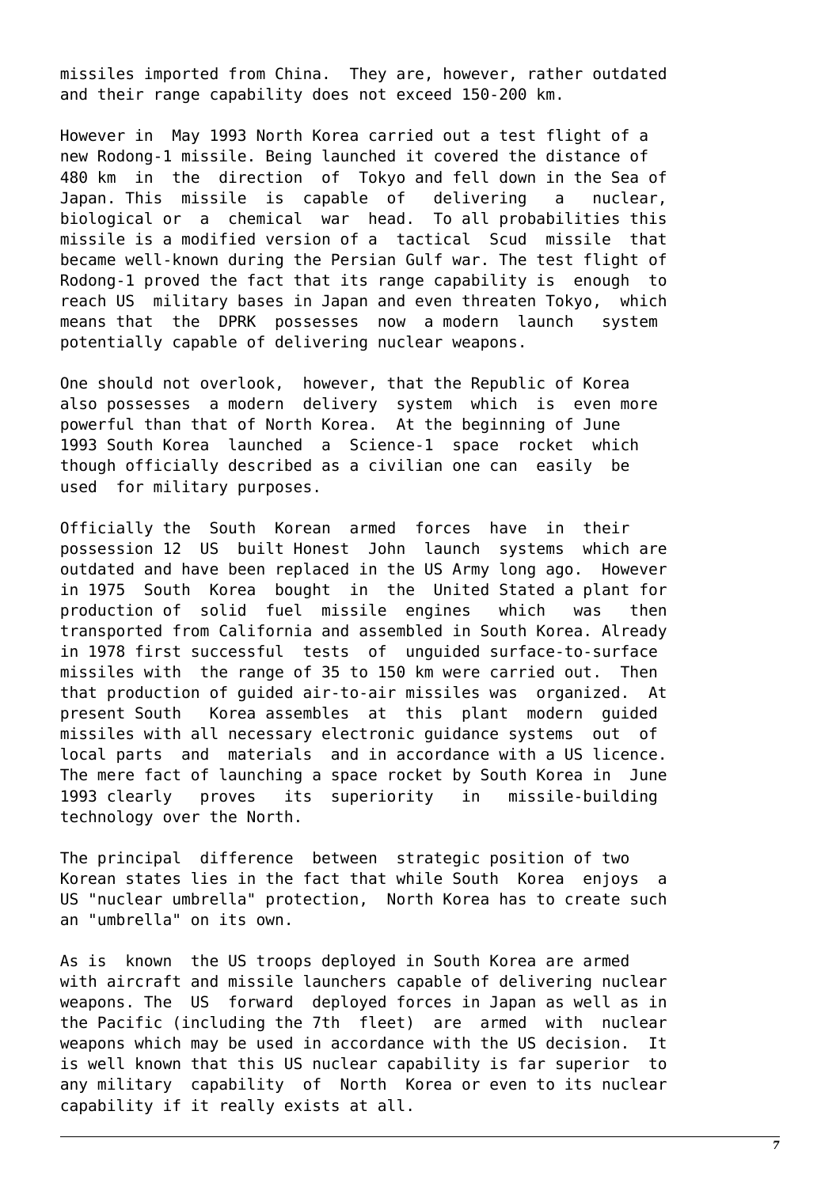missiles imported from China. They are, however, rather outdated and their range capability does not exceed 150-200 km.

However in May 1993 North Korea carried out a test flight of a new Rodong-1 missile. Being launched it covered the distance of 480 km in the direction of Tokyo and fell down in the Sea of Japan. This missile is capable of delivering a nuclear, biological or a chemical war head. To all probabilities this missile is a modified version of a tactical Scud missile that became well-known during the Persian Gulf war. The test flight of Rodong-1 proved the fact that its range capability is enough to reach US military bases in Japan and even threaten Tokyo, which means that the DPRK possesses now a modern launch system potentially capable of delivering nuclear weapons.

One should not overlook, however, that the Republic of Korea also possesses a modern delivery system which is even more powerful than that of North Korea. At the beginning of June 1993 South Korea launched a Science-1 space rocket which though officially described as a civilian one can easily be used for military purposes.

Officially the South Korean armed forces have in their possession 12 US built Honest John launch systems which are outdated and have been replaced in the US Army long ago. However in 1975 South Korea bought in the United Stated a plant for production of solid fuel missile engines which was then transported from California and assembled in South Korea. Already in 1978 first successful tests of unguided surface-to-surface missiles with the range of 35 to 150 km were carried out. Then that production of guided air-to-air missiles was organized. At present South Korea assembles at this plant modern guided missiles with all necessary electronic guidance systems out of local parts and materials and in accordance with a US licence. The mere fact of launching a space rocket by South Korea in June 1993 clearly proves its superiority in missile-building technology over the North.

The principal difference between strategic position of two Korean states lies in the fact that while South Korea enjoys a US "nuclear umbrella" protection, North Korea has to create such an "umbrella" on its own.

As is known the US troops deployed in South Korea are armed with aircraft and missile launchers capable of delivering nuclear weapons. The US forward deployed forces in Japan as well as in the Pacific (including the 7th fleet) are armed with nuclear weapons which may be used in accordance with the US decision. It is well known that this US nuclear capability is far superior to any military capability of North Korea or even to its nuclear capability if it really exists at all.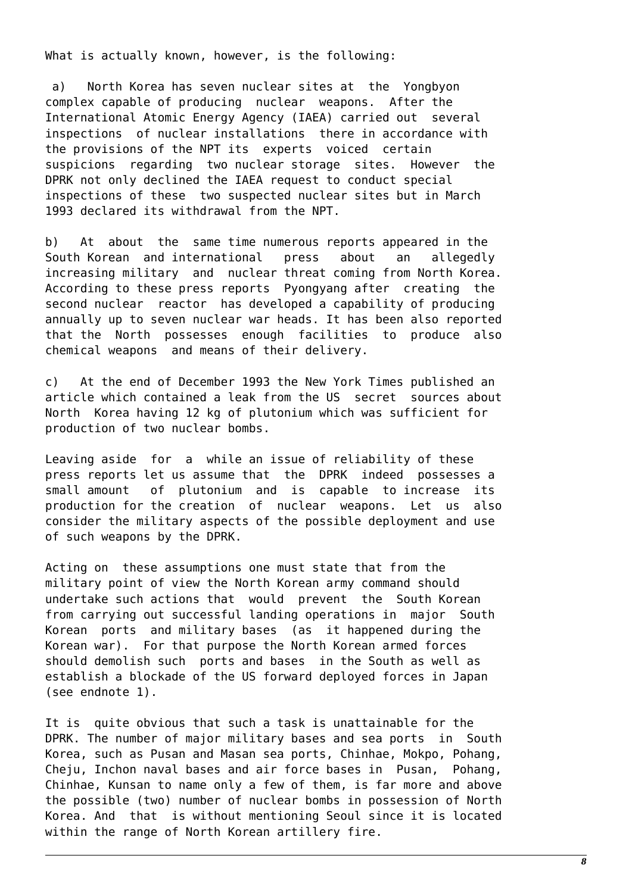What is actually known, however, is the following:

a) North Korea has seven nuclear sites at the Yongbyon complex capable of producing nuclear weapons. After the International Atomic Energy Agency (IAEA) carried out several inspections of nuclear installations there in accordance with the provisions of the NPT its experts voiced certain suspicions regarding two nuclear storage sites. However the DPRK not only declined the IAEA request to conduct special inspections of these two suspected nuclear sites but in March 1993 declared its withdrawal from the NPT.

b) At about the same time numerous reports appeared in the South Korean and international press about an allegedly increasing military and nuclear threat coming from North Korea. According to these press reports Pyongyang after creating the second nuclear reactor has developed a capability of producing annually up to seven nuclear war heads. It has been also reported that the North possesses enough facilities to produce also chemical weapons and means of their delivery.

c) At the end of December 1993 the New York Times published an article which contained a leak from the US secret sources about North Korea having 12 kg of plutonium which was sufficient for production of two nuclear bombs.

Leaving aside for a while an issue of reliability of these press reports let us assume that the DPRK indeed possesses a small amount of plutonium and is capable to increase its production for the creation of nuclear weapons. Let us also consider the military aspects of the possible deployment and use of such weapons by the DPRK.

Acting on these assumptions one must state that from the military point of view the North Korean army command should undertake such actions that would prevent the South Korean from carrying out successful landing operations in major South Korean ports and military bases (as it happened during the Korean war). For that purpose the North Korean armed forces should demolish such ports and bases in the South as well as establish a blockade of the US forward deployed forces in Japan (see endnote 1).

It is quite obvious that such a task is unattainable for the DPRK. The number of major military bases and sea ports in South Korea, such as Pusan and Masan sea ports, Chinhae, Mokpo, Pohang, Cheju, Inchon naval bases and air force bases in Pusan, Pohang, Chinhae, Kunsan to name only a few of them, is far more and above the possible (two) number of nuclear bombs in possession of North Korea. And that is without mentioning Seoul since it is located within the range of North Korean artillery fire.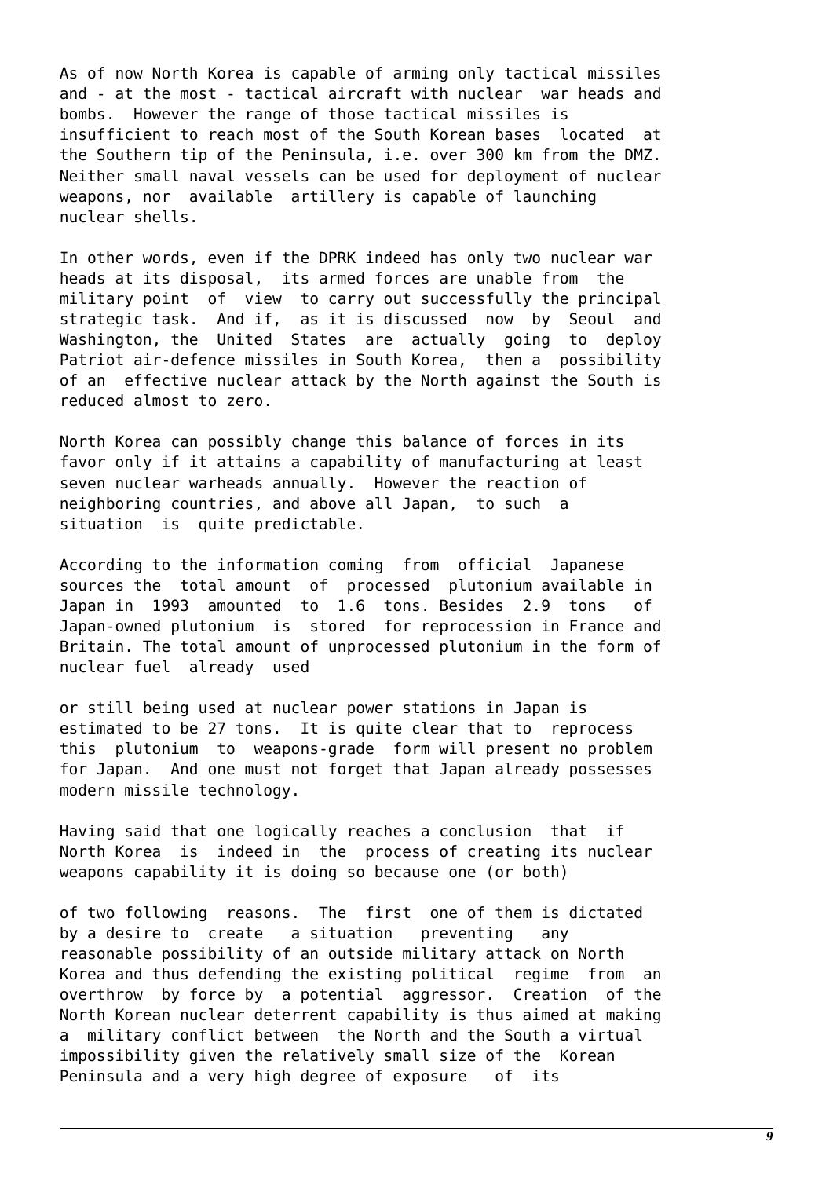As of now North Korea is capable of arming only tactical missiles and - at the most - tactical aircraft with nuclear war heads and bombs. However the range of those tactical missiles is insufficient to reach most of the South Korean bases located at the Southern tip of the Peninsula, i.e. over 300 km from the DMZ. Neither small naval vessels can be used for deployment of nuclear weapons, nor available artillery is capable of launching nuclear shells.

In other words, even if the DPRK indeed has only two nuclear war heads at its disposal, its armed forces are unable from the military point of view to carry out successfully the principal strategic task. And if, as it is discussed now by Seoul and Washington, the United States are actually going to deploy Patriot air-defence missiles in South Korea, then a possibility of an effective nuclear attack by the North against the South is reduced almost to zero.

North Korea can possibly change this balance of forces in its favor only if it attains a capability of manufacturing at least seven nuclear warheads annually. However the reaction of neighboring countries, and above all Japan, to such a situation is quite predictable.

According to the information coming from official Japanese sources the total amount of processed plutonium available in Japan in 1993 amounted to 1.6 tons. Besides 2.9 tons of Japan-owned plutonium is stored for reprocession in France and Britain. The total amount of unprocessed plutonium in the form of nuclear fuel already used or still being used at nuclear power stations in Japan is estimated to be 27 tons. It is quite clear that to reprocess this plutonium to weapons-grade form will present no problem for Japan. And one must not forget that Japan already possesses modern missile technology.

Having said that one logically reaches a conclusion that if North Korea is indeed in the process of creating its nuclear weapons capability it is doing so because one (or both) of two following reasons. The first one of them is dictated by a desire to create a situation preventing any reasonable possibility of an outside military attack on North Korea and thus defending the existing political regime from an overthrow by force by a potential aggressor. Creation of the North Korean nuclear deterrent capability is thus aimed at making a military conflict between the North and the South a virtual impossibility given the relatively small size of the Korean Peninsula and a very high degree of exposure of its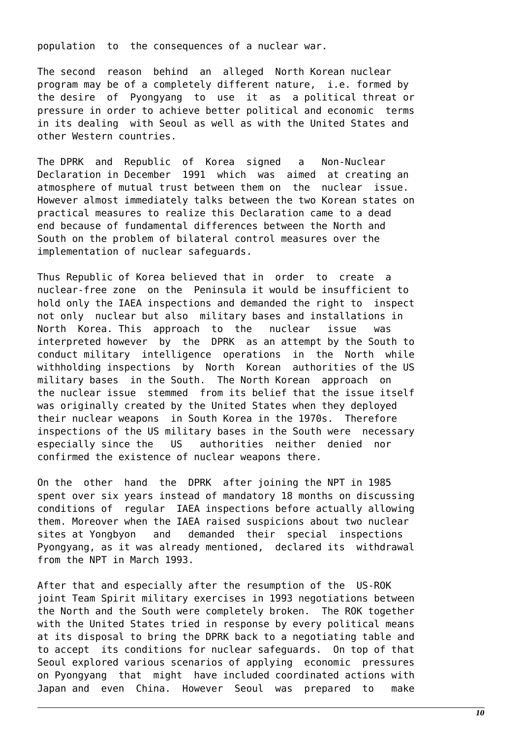population to the consequences of a nuclear war.

The second reason behind an alleged North Korean nuclear program may be of a completely different nature, i.e. formed by the desire of Pyongyang to use it as a political threat or pressure in order to achieve better political and economic terms in its dealing with Seoul as well as with the United States and other Western countries.

The DPRK and Republic of Korea signed a Non-Nuclear Declaration in December 1991 which was aimed at creating an atmosphere of mutual trust between them on the nuclear issue. However almost immediately talks between the two Korean states on practical measures to realize this Declaration came to a dead end because of fundamental differences between the North and South on the problem of bilateral control measures over the implementation of nuclear safeguards.

Thus Republic of Korea believed that in order to create a nuclear-free zone on the Peninsula it would be insufficient to hold only the IAEA inspections and demanded the right to inspect not only nuclear but also military bases and installations in North Korea. This approach to the nuclear issue was interpreted however by the DPRK as an attempt by the South to conduct military intelligence operations in the North while withholding inspections by North Korean authorities of the US military bases in the South. The North Korean approach on the nuclear issue stemmed from its belief that the issue itself was originally created by the United States when they deployed their nuclear weapons in South Korea in the 1970s. Therefore inspections of the US military bases in the South were necessary especially since the US authorities neither denied nor confirmed the existence of nuclear weapons there.

On the other hand the DPRK after joining the NPT in 1985 spent over six years instead of mandatory 18 months on discussing conditions of regular IAEA inspections before actually allowing them. Moreover when the IAEA raised suspicions about two nuclear sites at Yongbyon and demanded their special inspections Pyongyang, as it was already mentioned, declared its withdrawal from the NPT in March 1993.

After that and especially after the resumption of the US-ROK joint Team Spirit military exercises in 1993 negotiations between the North and the South were completely broken. The ROK together with the United States tried in response by every political means at its disposal to bring the DPRK back to a negotiating table and to accept its conditions for nuclear safeguards. On top of that Seoul explored various scenarios of applying economic pressures on Pyongyang that might have included coordinated actions with Japan and even China. However Seoul was prepared to make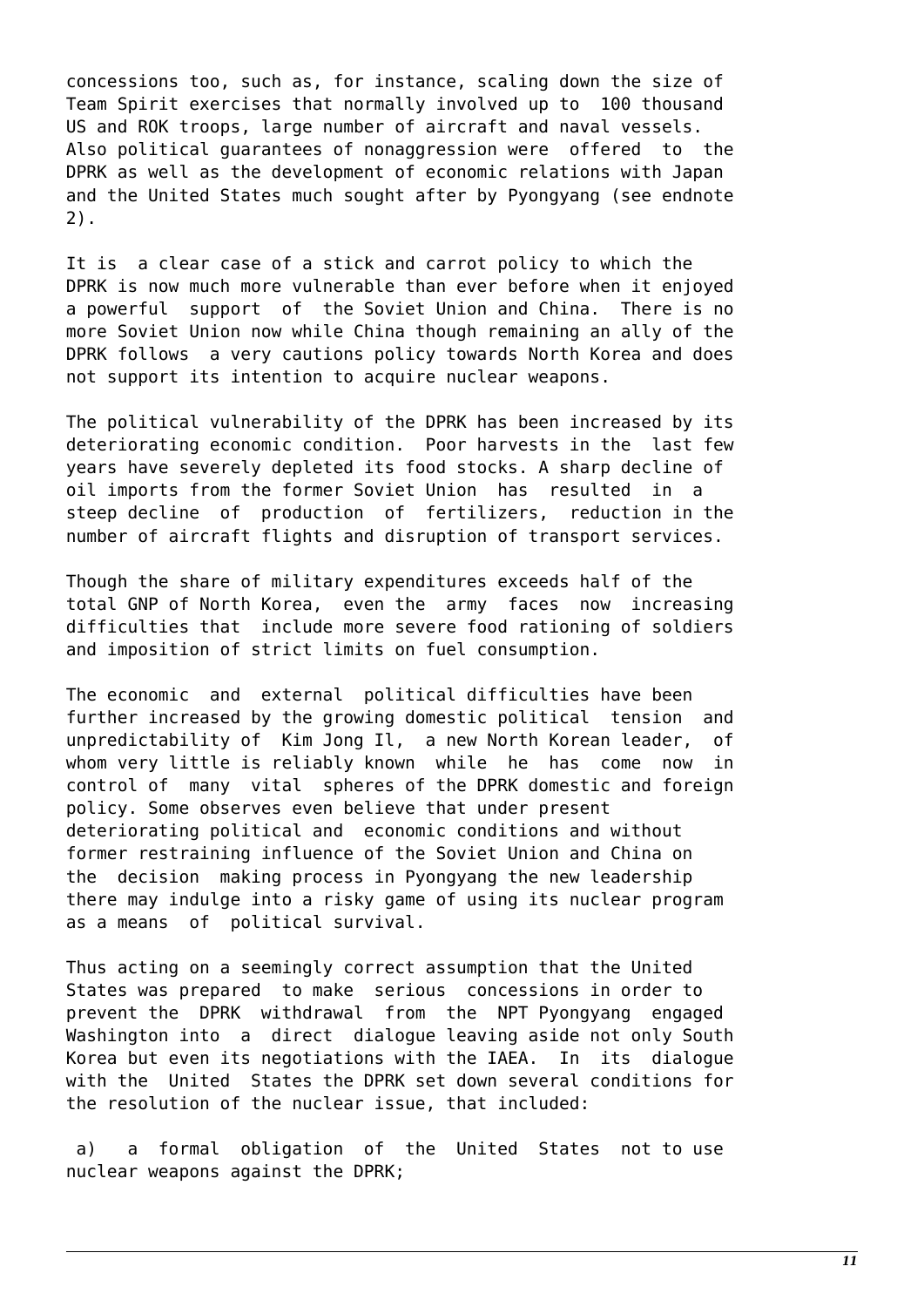concessions too, such as, for instance, scaling down the size of Team Spirit exercises that normally involved up to 100 thousand US and ROK troops, large number of aircraft and naval vessels. Also political guarantees of nonaggression were offered to the DPRK as well as the development of economic relations with Japan and the United States much sought after by Pyongyang (see endnote 2).

It is a clear case of a stick and carrot policy to which the DPRK is now much more vulnerable than ever before when it enjoyed a powerful support of the Soviet Union and China. There is no more Soviet Union now while China though remaining an ally of the DPRK follows a very cautions policy towards North Korea and does not support its intention to acquire nuclear weapons.

The political vulnerability of the DPRK has been increased by its deteriorating economic condition. Poor harvests in the last few years have severely depleted its food stocks. A sharp decline of oil imports from the former Soviet Union has resulted in a steep decline of production of fertilizers, reduction in the number of aircraft flights and disruption of transport services.

Though the share of military expenditures exceeds half of the total GNP of North Korea, even the army faces now increasing difficulties that include more severe food rationing of soldiers and imposition of strict limits on fuel consumption.

The economic and external political difficulties have been further increased by the growing domestic political tension and unpredictability of Kim Jong Il, a new North Korean leader, of whom very little is reliably known while he has come now in control of many vital spheres of the DPRK domestic and foreign policy. Some observes even believe that under present deteriorating political and economic conditions and without former restraining influence of the Soviet Union and China on the decision making process in Pyongyang the new leadership there may indulge into a risky game of using its nuclear program as a means of political survival.

Thus acting on a seemingly correct assumption that the United States was prepared to make serious concessions in order to prevent the DPRK withdrawal from the NPT Pyongyang engaged Washington into a direct dialogue leaving aside not only South Korea but even its negotiations with the IAEA. In its dialogue with the United States the DPRK set down several conditions for the resolution of the nuclear issue, that included:

a) a formal obligation of the United States not to use nuclear weapons against the DPRK;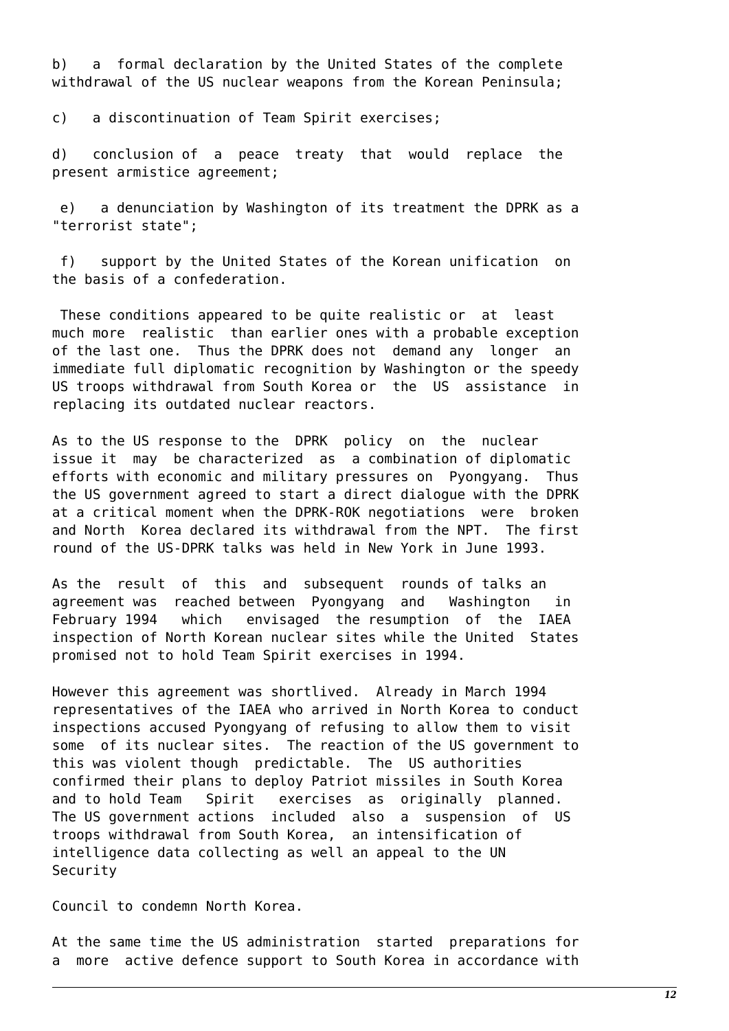b) a formal declaration by the United States of the complete withdrawal of the US nuclear weapons from the Korean Peninsula;

c) a discontinuation of Team Spirit exercises;

d) conclusion of a peace treaty that would replace the present armistice agreement;

e) a denunciation by Washington of its treatment the DPRK as a "terrorist state";

f) support by the United States of the Korean unification on the basis of a confederation.

These conditions appeared to be quite realistic or at least much more realistic than earlier ones with a probable exception of the last one. Thus the DPRK does not demand any longer an immediate full diplomatic recognition by Washington or the speedy US troops withdrawal from South Korea or the US assistance in replacing its outdated nuclear reactors.

As to the US response to the DPRK policy on the nuclear issue it may be characterized as a combination of diplomatic efforts with economic and military pressures on Pyongyang. Thus the US government agreed to start a direct dialogue with the DPRK at a critical moment when the DPRK-ROK negotiations were broken and North Korea declared its withdrawal from the NPT. The first round of the US-DPRK talks was held in New York in June 1993.

As the result of this and subsequent rounds of talks an agreement was reached between Pyongyang and Washington in February 1994 which envisaged the resumption of the IAEA inspection of North Korean nuclear sites while the United States promised not to hold Team Spirit exercises in 1994.

However this agreement was shortlived. Already in March 1994 representatives of the IAEA who arrived in North Korea to conduct inspections accused Pyongyang of refusing to allow them to visit some of its nuclear sites. The reaction of the US government to this was violent though predictable. The US authorities confirmed their plans to deploy Patriot missiles in South Korea and to hold Team Spirit exercises as originally planned. The US government actions included also a suspension of US troops withdrawal from South Korea, an intensification of intelligence data collecting as well an appeal to the UN Security

Council to condemn North Korea.

At the same time the US administration started preparations for a more active defence support to South Korea in accordance with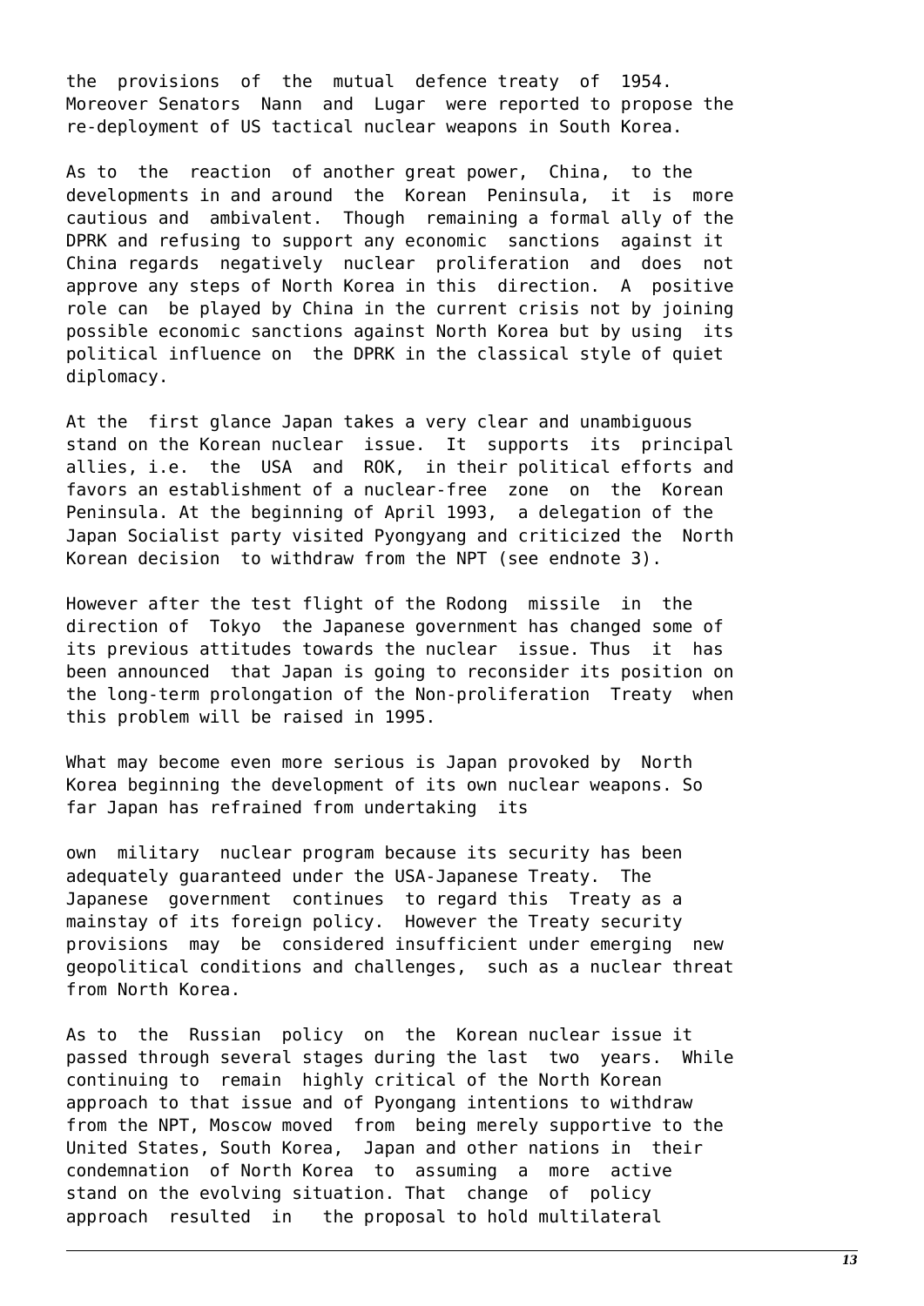the provisions of the mutual defence treaty of 1954. Moreover Senators Nann and Lugar were reported to propose the re-deployment of US tactical nuclear weapons in South Korea.

As to the reaction of another great power, China, to the developments in and around the Korean Peninsula, it is more cautious and ambivalent. Though remaining a formal ally of the DPRK and refusing to support any economic sanctions against it China regards negatively nuclear proliferation and does not approve any steps of North Korea in this direction. A positive role can be played by China in the current crisis not by joining possible economic sanctions against North Korea but by using its political influence on the DPRK in the classical style of quiet diplomacy.

At the first glance Japan takes a very clear and unambiguous stand on the Korean nuclear issue. It supports its principal allies, i.e. the USA and ROK, in their political efforts and favors an establishment of a nuclear-free zone on the Korean Peninsula. At the beginning of April 1993, a delegation of the Japan Socialist party visited Pyongyang and criticized the North Korean decision to withdraw from the NPT (see endnote 3).

However after the test flight of the Rodong missile in the direction of Tokyo the Japanese government has changed some of its previous attitudes towards the nuclear issue. Thus it has been announced that Japan is going to reconsider its position on the long-term prolongation of the Non-proliferation Treaty when this problem will be raised in 1995.

What may become even more serious is Japan provoked by North Korea beginning the development of its own nuclear weapons. So far Japan has refrained from undertaking its own military nuclear program because its security has been adequately guaranteed under the USA-Japanese Treaty. The Japanese government continues to regard this Treaty as a mainstay of its foreign policy. However the Treaty security provisions may be considered insufficient under emerging new geopolitical conditions and challenges, such as a nuclear threat from North Korea.

As to the Russian policy on the Korean nuclear issue it passed through several stages during the last two years. While continuing to remain highly critical of the North Korean approach to that issue and of Pyongang intentions to withdraw from the NPT, Moscow moved from being merely supportive to the United States, South Korea, Japan and other nations in their condemnation of North Korea to assuming a more active stand on the evolving situation. That change of policy approach resulted in the proposal to hold multilateral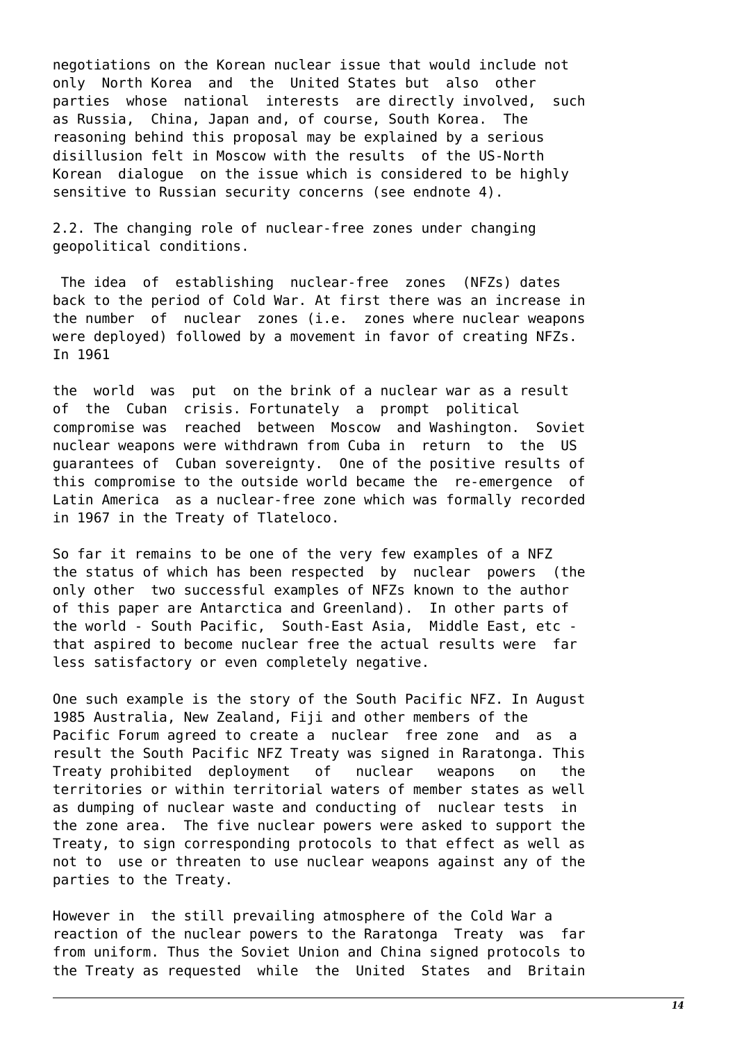negotiations on the Korean nuclear issue that would include not only North Korea and the United States but also other parties whose national interests are directly involved, such as Russia, China, Japan and, of course, South Korea. The reasoning behind this proposal may be explained by a serious disillusion felt in Moscow with the results of the US-North Korean dialogue on the issue which is considered to be highly sensitive to Russian security concerns (see endnote 4).

## 2.2. The changing role of nuclear-free zones under changing geopolitical conditions.

The idea of establishing nuclear-free zones (NFZs) dates back to the period of Cold War. At first there was an increase in the number of nuclear zones (i.e. zones where nuclear weapons were deployed) followed by a movement in favor of creating NFZs. In 1961

the world was put on the brink of a nuclear war as a result of the Cuban crisis. Fortunately a prompt political compromise was reached between Moscow and Washington. Soviet nuclear weapons were withdrawn from Cuba in return to the US guarantees of Cuban sovereignty. One of the positive results of this compromise to the outside world became the re-emergence of Latin America as a nuclear-free zone which was formally recorded in 1967 in the Treaty of Tlateloco.

So far it remains to be one of the very few examples of a NFZ the status of which has been respected by nuclear powers (the only other two successful examples of NFZs known to the author of this paper are Antarctica and Greenland). In other parts of the world - South Pacific, South-East Asia, Middle East, etc - that aspired to become nuclear free the actual results were far less satisfactory or even completely negative.

One such example is the story of the South Pacific NFZ. In August 1985 Australia, New Zealand, Fiji and other members of the Pacific Forum agreed to create a nuclear free zone and as a result the South Pacific NFZ Treaty was signed in Raratonga. This Treaty prohibited deployment of nuclear weapons on the territories or within territorial waters of member states as well as dumping of nuclear waste and conducting of nuclear tests in the zone area. The five nuclear powers were asked to support the Treaty, to sign corresponding protocols to that effect as well as not to use or threaten to use nuclear weapons against any of the parties to the Treaty.

However in the still prevailing atmosphere of the Cold War a reaction of the nuclear powers to the Raratonga Treaty was far from uniform. Thus the Soviet Union and China signed protocols to the Treaty as requested while the United States and Britain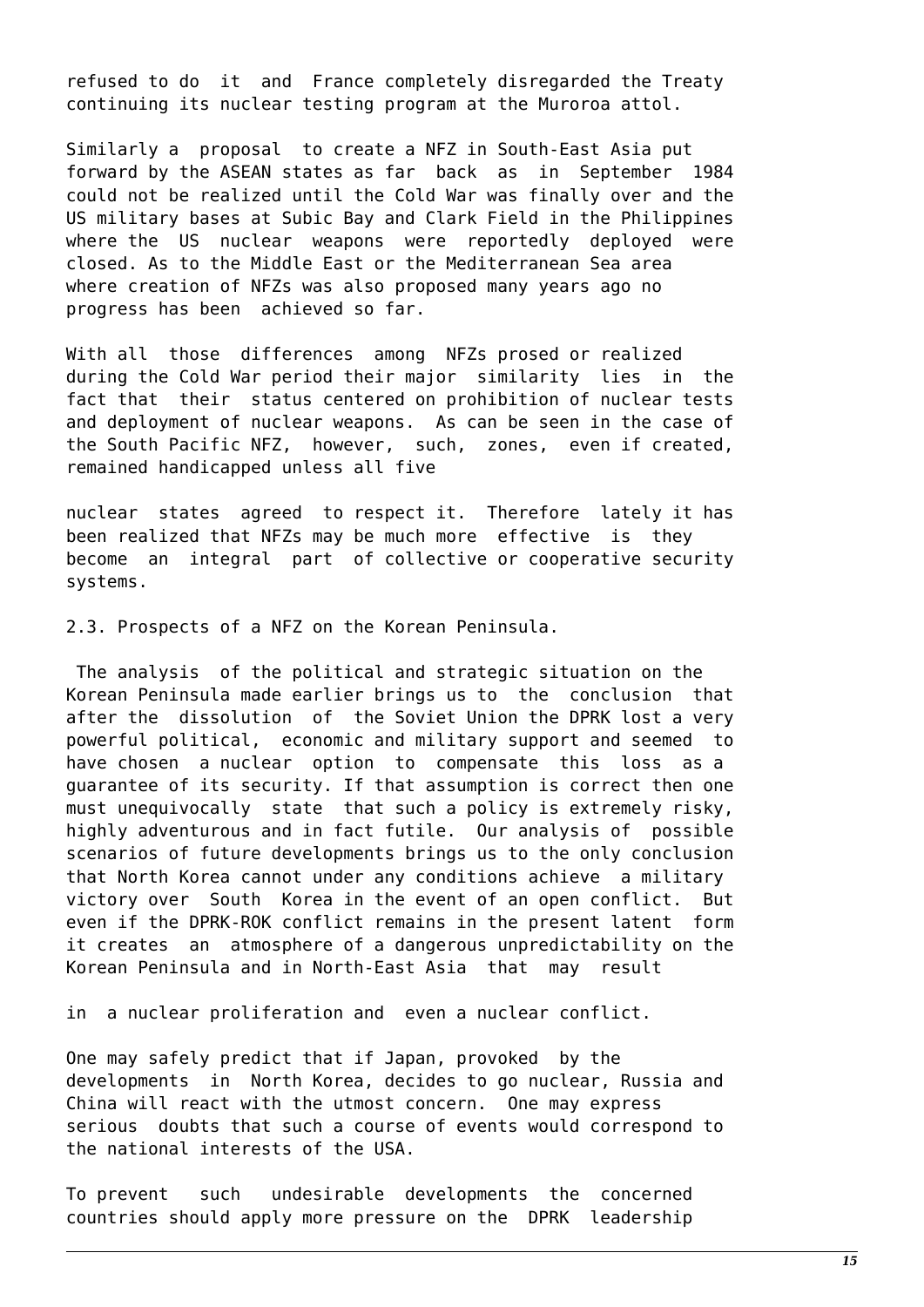refused to do it and France completely disregarded the Treaty continuing its nuclear testing program at the Muroroa attol.

Similarly a proposal to create a NFZ in South-East Asia put forward by the ASEAN states as far back as in September 1984 could not be realized until the Cold War was finally over and the US military bases at Subic Bay and Clark Field in the Philippines where the US nuclear weapons were reportedly deployed were closed. As to the Middle East or the Mediterranean Sea area where creation of NFZs was also proposed many years ago no progress has been achieved so far.

With all those differences among NFZs prosed or realized during the Cold War period their major similarity lies in the fact that their status centered on prohibition of nuclear tests and deployment of nuclear weapons. As can be seen in the case of the South Pacific NFZ, however, such, zones, even if created, remained handicapped unless all five nuclear states agreed to respect it. Therefore lately it has been realized that NFZs may be much more effective is they become an integral part of collective or cooperative security systems.

## 2.3. Prospects of a NFZ on the Korean Peninsula.

The analysis of the political and strategic situation on the Korean Peninsula made earlier brings us to the conclusion that after the dissolution of the Soviet Union the DPRK lost a very powerful political, economic and military support and seemed to have chosen a nuclear option to compensate this loss as a guarantee of its security. If that assumption is correct then one must unequivocally state that such a policy is extremely risky, highly adventurous and in fact futile. Our analysis of possible scenarios of future developments brings us to the only conclusion that North Korea cannot under any conditions achieve a military victory over South Korea in the event of an open conflict. But even if the DPRK-ROK conflict remains in the present latent form it creates an atmosphere of a dangerous unpredictability on the Korean Peninsula and in North-East Asia that may result in a nuclear proliferation and even a nuclear conflict.

One may safely predict that if Japan, provoked by the developments in North Korea, decides to go nuclear, Russia and China will react with the utmost concern. One may express serious doubts that such a course of events would correspond to the national interests of the USA.

To prevent such undesirable developments the concerned countries should apply more pressure on the DPRK leadership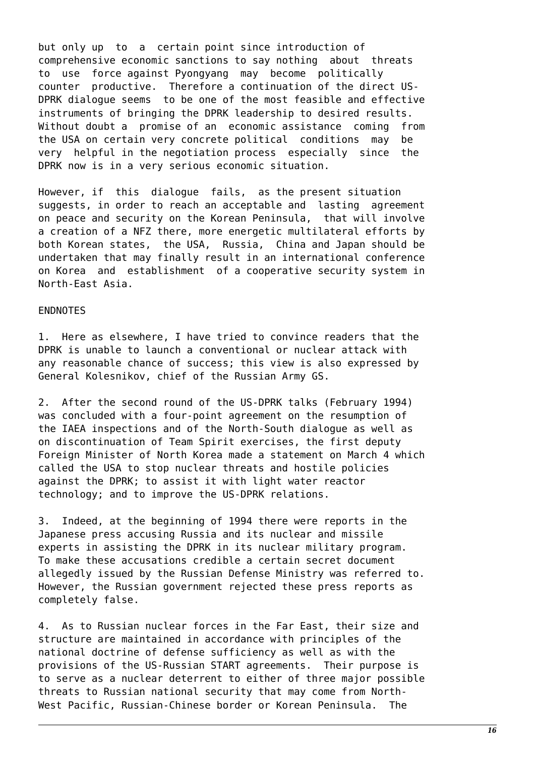but only up to a certain point since introduction of comprehensive economic sanctions to say nothing about threats to use force against Pyongyang may become politically counter productive. Therefore a continuation of the direct US-DPRK dialogue seems to be one of the most feasible and effective instruments of bringing the DPRK leadership to desired results. Without doubt a promise of an economic assistance coming from the USA on certain very concrete political conditions may be very helpful in the negotiation process especially since the DPRK now is in a very serious economic situation.

However, if this dialogue fails, as the present situation suggests, in order to reach an acceptable and lasting agreement on peace and security on the Korean Peninsula, that will involve a creation of a NFZ there, more energetic multilateral efforts by both Korean states, the USA, Russia, China and Japan should be undertaken that may finally result in an international conference on Korea and establishment of a cooperative security system in North-East Asia.

ENDNOTES

1. Here as elsewhere, I have tried to convince readers that the DPRK is unable to launch a conventional or nuclear attack with any reasonable chance of success; this view is also expressed by General Kolesnikov, chief of the Russian Army GS.

2. After the second round of the US-DPRK talks (February 1994) was concluded with a four-point agreement on the resumption of the IAEA inspections and of the North-South dialogue as well as on discontinuation of Team Spirit exercises, the first deputy Foreign Minister of North Korea made a statement on March 4 which called the USA to stop nuclear threats and hostile policies against the DPRK; to assist it with light water reactor technology; and to improve the US-DPRK relations.

3. Indeed, at the beginning of 1994 there were reports in the Japanese press accusing Russia and its nuclear and missile experts in assisting the DPRK in its nuclear military program. To make these accusations credible a certain secret document allegedly issued by the Russian Defense Ministry was referred to. However, the Russian government rejected these press reports as completely false.

4. As to Russian nuclear forces in the Far East, their size and structure are maintained in accordance with principles of the national doctrine of defense sufficiency as well as with the provisions of the US-Russian START agreements. Their purpose is to serve as a nuclear deterrent to either of three major possible threats to Russian national security that may come from North-West Pacific, Russian-Chinese border or Korean Peninsula. The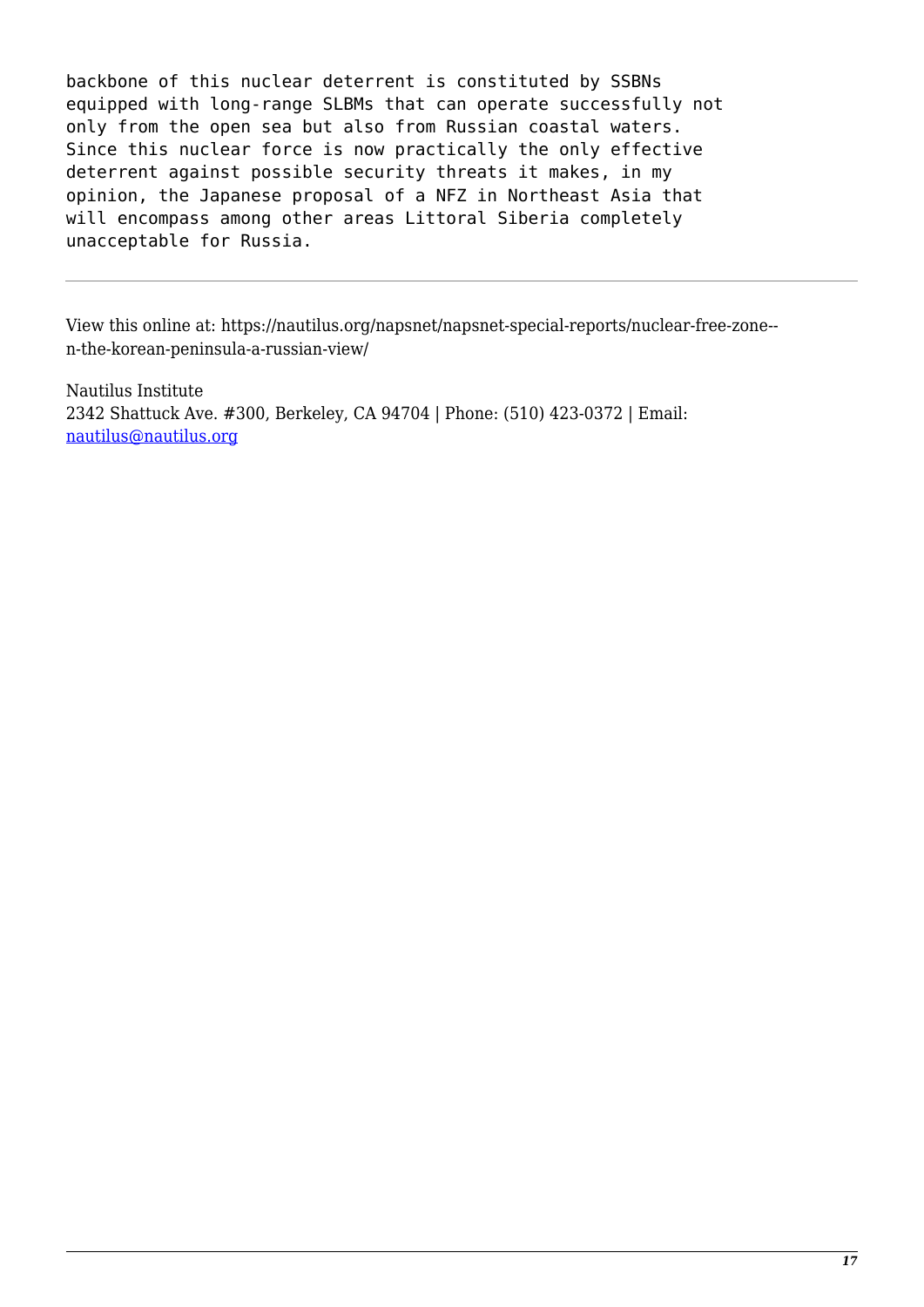backbone of this nuclear deterrent is constituted by SSBNs equipped with long-range SLBMs that can operate successfully not only from the open sea but also from Russian coastal waters. Since this nuclear force is now practically the only effective deterrent against possible security threats it makes, in my opinion, the Japanese proposal of a NFZ in Northeast Asia that will encompass among other areas Littoral Siberia completely unacceptable for Russia.

---

View this online at: https://nautilus.org/napsnet/napsnet-special-reports/nuclear-free-zone--n-the-korean-peninsula-a-russian-view/

Nautilus Institute
2342 Shattuck Ave. #300, Berkeley, CA 94704 | Phone: (510) 423-0372 | Email: nautilus@nautilus.org